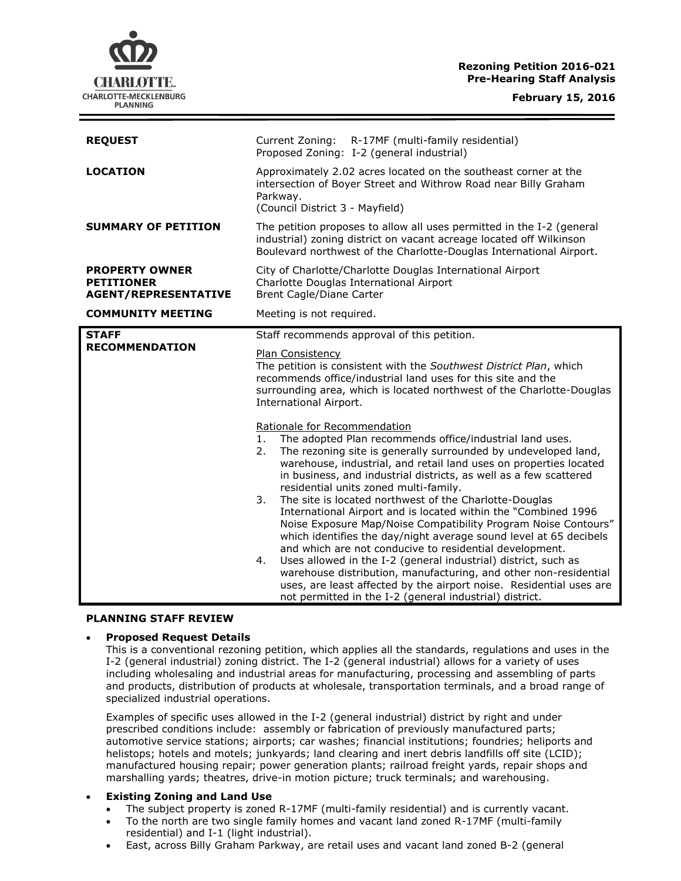**Rezoning Petition 2016-021**
**Pre-Hearing Staff Analysis**

**February 15, 2016**

| | |
|---|---|
| **REQUEST** | Current Zoning: R-17MF (multi-family residential)<br>Proposed Zoning: I-2 (general industrial) |
| **LOCATION** | Approximately 2.02 acres located on the southeast corner at the intersection of Boyer Street and Withrow Road near Billy Graham Parkway.<br>(Council District 3 - Mayfield) |
| **SUMMARY OF PETITION** | The petition proposes to allow all uses permitted in the I-2 (general industrial) zoning district on vacant acreage located off Wilkinson Boulevard northwest of the Charlotte-Douglas International Airport. |
| **PROPERTY OWNER**<br>**PETITIONER**<br>**AGENT/REPRESENTATIVE** | City of Charlotte/Charlotte Douglas International Airport<br>Charlotte Douglas International Airport<br>Brent Cagle/Diane Carter |
| **COMMUNITY MEETING** | Meeting is not required. |
| **STAFF RECOMMENDATION** | Staff recommends approval of this petition.<br><br><u>Plan Consistency</u><br>The petition is consistent with the *Southwest District Plan*, which recommends office/industrial land uses for this site and the surrounding area, which is located northwest of the Charlotte-Douglas International Airport.<br><br><u>Rationale for Recommendation</u><br>1. The adopted Plan recommends office/industrial land uses.<br>2. The rezoning site is generally surrounded by undeveloped land, warehouse, industrial, and retail land uses on properties located in business, and industrial districts, as well as a few scattered residential units zoned multi-family.<br>3. The site is located northwest of the Charlotte-Douglas International Airport and is located within the "Combined 1996 Noise Exposure Map/Noise Compatibility Program Noise Contours" which identifies the day/night average sound level at 65 decibels and which are not conducive to residential development.<br>4. Uses allowed in the I-2 (general industrial) district, such as warehouse distribution, manufacturing, and other non-residential uses, are least affected by the airport noise. Residential uses are not permitted in the I-2 (general industrial) district. |

**PLANNING STAFF REVIEW**

- **Proposed Request Details**

  This is a conventional rezoning petition, which applies all the standards, regulations and uses in the I-2 (general industrial) zoning district. The I-2 (general industrial) allows for a variety of uses including wholesaling and industrial areas for manufacturing, processing and assembling of parts and products, distribution of products at wholesale, transportation terminals, and a broad range of specialized industrial operations.

  Examples of specific uses allowed in the I-2 (general industrial) district by right and under prescribed conditions include: assembly or fabrication of previously manufactured parts; automotive service stations; airports; car washes; financial institutions; foundries; heliports and helistops; hotels and motels; junkyards; land clearing and inert debris landfills off site (LCID); manufactured housing repair; power generation plants; railroad freight yards, repair shops and marshalling yards; theatres, drive-in motion picture; truck terminals; and warehousing.

- **Existing Zoning and Land Use**
  - The subject property is zoned R-17MF (multi-family residential) and is currently vacant.
  - To the north are two single family homes and vacant land zoned R-17MF (multi-family residential) and I-1 (light industrial).
  - East, across Billy Graham Parkway, are retail uses and vacant land zoned B-2 (general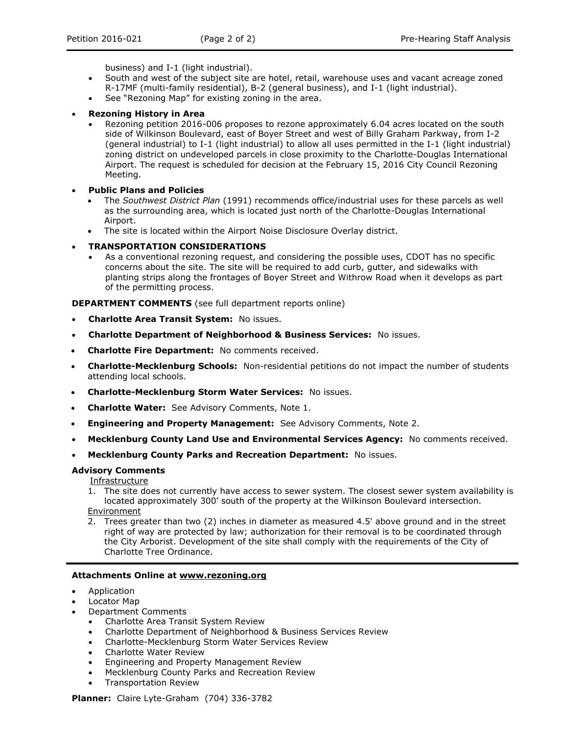business) and I-1 (light industrial).
  - South and west of the subject site are hotel, retail, warehouse uses and vacant acreage zoned R-17MF (multi-family residential), B-2 (general business), and I-1 (light industrial).
  - See "Rezoning Map" for existing zoning in the area.

- **Rezoning History in Area**
  - Rezoning petition 2016-006 proposes to rezone approximately 6.04 acres located on the south side of Wilkinson Boulevard, east of Boyer Street and west of Billy Graham Parkway, from I-2 (general industrial) to I-1 (light industrial) to allow all uses permitted in the I-1 (light industrial) zoning district on undeveloped parcels in close proximity to the Charlotte-Douglas International Airport. The request is scheduled for decision at the February 15, 2016 City Council Rezoning Meeting.

- **Public Plans and Policies**
  - The *Southwest District Plan* (1991) recommends office/industrial uses for these parcels as well as the surrounding area, which is located just north of the Charlotte-Douglas International Airport.
  - The site is located within the Airport Noise Disclosure Overlay district.

- **TRANSPORTATION CONSIDERATIONS**
  - As a conventional rezoning request, and considering the possible uses, CDOT has no specific concerns about the site. The site will be required to add curb, gutter, and sidewalks with planting strips along the frontages of Boyer Street and Withrow Road when it develops as part of the permitting process.

**DEPARTMENT COMMENTS** (see full department reports online)

- **Charlotte Area Transit System:** No issues.
- **Charlotte Department of Neighborhood & Business Services:** No issues.
- **Charlotte Fire Department:** No comments received.
- **Charlotte-Mecklenburg Schools:** Non-residential petitions do not impact the number of students attending local schools.
- **Charlotte-Mecklenburg Storm Water Services:** No issues.
- **Charlotte Water:** See Advisory Comments, Note 1.
- **Engineering and Property Management:** See Advisory Comments, Note 2.
- **Mecklenburg County Land Use and Environmental Services Agency:** No comments received.
- **Mecklenburg County Parks and Recreation Department:** No issues.

**Advisory Comments**

Infrastructure

1. The site does not currently have access to sewer system. The closest sewer system availability is located approximately 300' south of the property at the Wilkinson Boulevard intersection.

Environment

2. Trees greater than two (2) inches in diameter as measured 4.5' above ground and in the street right of way are protected by law; authorization for their removal is to be coordinated through the City Arborist. Development of the site shall comply with the requirements of the City of Charlotte Tree Ordinance.

**Attachments Online at www.rezoning.org**

- Application
- Locator Map
- Department Comments
  - Charlotte Area Transit System Review
  - Charlotte Department of Neighborhood & Business Services Review
  - Charlotte-Mecklenburg Storm Water Services Review
  - Charlotte Water Review
  - Engineering and Property Management Review
  - Mecklenburg County Parks and Recreation Review
  - Transportation Review

**Planner:** Claire Lyte-Graham (704) 336-3782